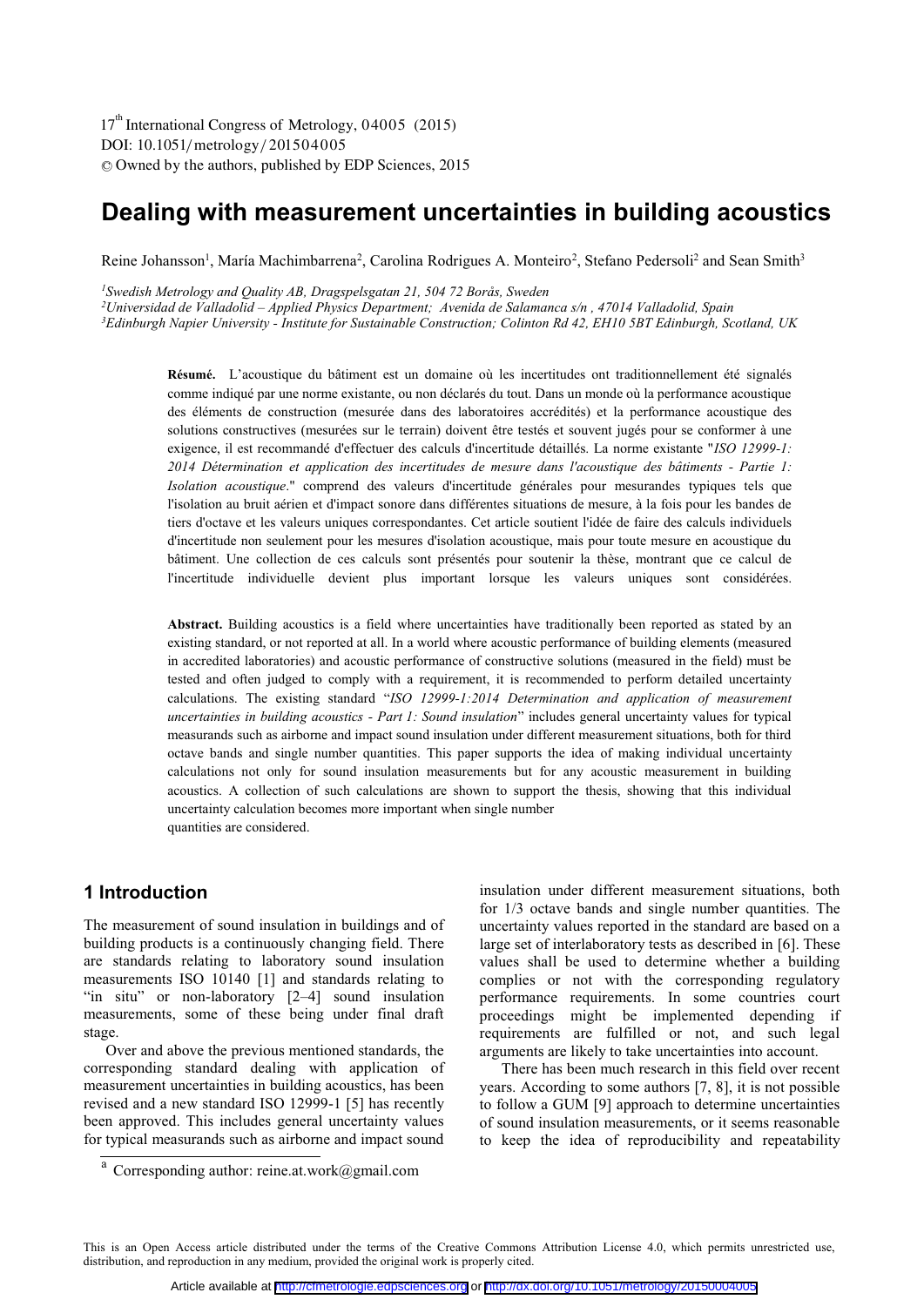# Dealing with measurement uncertainties in building acoustics

Reine Johansson[1], María Machimbarrena[2], Carolina Rodrigues A. Monteiro[2], Stefano Pedersoli[2] and Sean Smith[3]

[1]*Swedish Metrology and Quality AB, Dragspelsgatan 21, 504 72 Borås, Sweden*
[2]*Universidad de Valladolid – Applied Physics Department; Avenida de Salamanca s/n , 47014 Valladolid, Spain*
[3]*Edinburgh Napier University - Institute for Sustainable Construction; Colinton Rd 42, EH10 5BT Edinburgh, Scotland, UK*

**Résumé.** L'acoustique du bâtiment est un domaine où les incertitudes ont traditionnellement été signalés comme indiqué par une norme existante, ou non déclarés du tout. Dans un monde où la performance acoustique des éléments de construction (mesurée dans des laboratoires accrédités) et la performance acoustique des solutions constructives (mesurées sur le terrain) doivent être testés et souvent jugés pour se conformer à une exigence, il est recommandé d'effectuer des calculs d'incertitude détaillés. La norme existante "*ISO 12999-1: 2014 Détermination et application des incertitudes de mesure dans l'acoustique des bâtiments - Partie 1: Isolation acoustique*." comprend des valeurs d'incertitude générales pour mesurandes typiques tels que l'isolation au bruit aérien et d'impact sonore dans différentes situations de mesure, à la fois pour les bandes de tiers d'octave et les valeurs uniques correspondantes. Cet article soutient l'idée de faire des calculs individuels d'incertitude non seulement pour les mesures d'isolation acoustique, mais pour toute mesure en acoustique du bâtiment. Une collection de ces calculs sont présentés pour soutenir la thèse, montrant que ce calcul de l'incertitude individuelle devient plus important lorsque les valeurs uniques sont considérées.

**Abstract.** Building acoustics is a field where uncertainties have traditionally been reported as stated by an existing standard, or not reported at all. In a world where acoustic performance of building elements (measured in accredited laboratories) and acoustic performance of constructive solutions (measured in the field) must be tested and often judged to comply with a requirement, it is recommended to perform detailed uncertainty calculations. The existing standard "*ISO 12999-1:2014 Determination and application of measurement uncertainties in building acoustics - Part 1: Sound insulation*" includes general uncertainty values for typical measurands such as airborne and impact sound insulation under different measurement situations, both for third octave bands and single number quantities. This paper supports the idea of making individual uncertainty calculations not only for sound insulation measurements but for any acoustic measurement in building acoustics. A collection of such calculations are shown to support the thesis, showing that this individual uncertainty calculation becomes more important when single number quantities are considered.

## 1 Introduction

The measurement of sound insulation in buildings and of building products is a continuously changing field. There are standards relating to laboratory sound insulation measurements ISO 10140 [1] and standards relating to "in situ" or non-laboratory [2–4] sound insulation measurements, some of these being under final draft stage.

Over and above the previous mentioned standards, the corresponding standard dealing with application of measurement uncertainties in building acoustics, has been revised and a new standard ISO 12999-1 [5] has recently been approved. This includes general uncertainty values for typical measurands such as airborne and impact sound insulation under different measurement situations, both for 1/3 octave bands and single number quantities. The uncertainty values reported in the standard are based on a large set of interlaboratory tests as described in [6]. These values shall be used to determine whether a building complies or not with the corresponding regulatory performance requirements. In some countries court proceedings might be implemented depending if requirements are fulfilled or not, and such legal arguments are likely to take uncertainties into account.

There has been much research in this field over recent years. According to some authors [7, 8], it is not possible to follow a GUM [9] approach to determine uncertainties of sound insulation measurements, or it seems reasonable to keep the idea of reproducibility and repeatability

[a] Corresponding author: reine.at.work@gmail.com

This is an Open Access article distributed under the terms of the Creative Commons Attribution License 4.0, which permits unrestricted use, distribution, and reproduction in any medium, provided the original work is properly cited.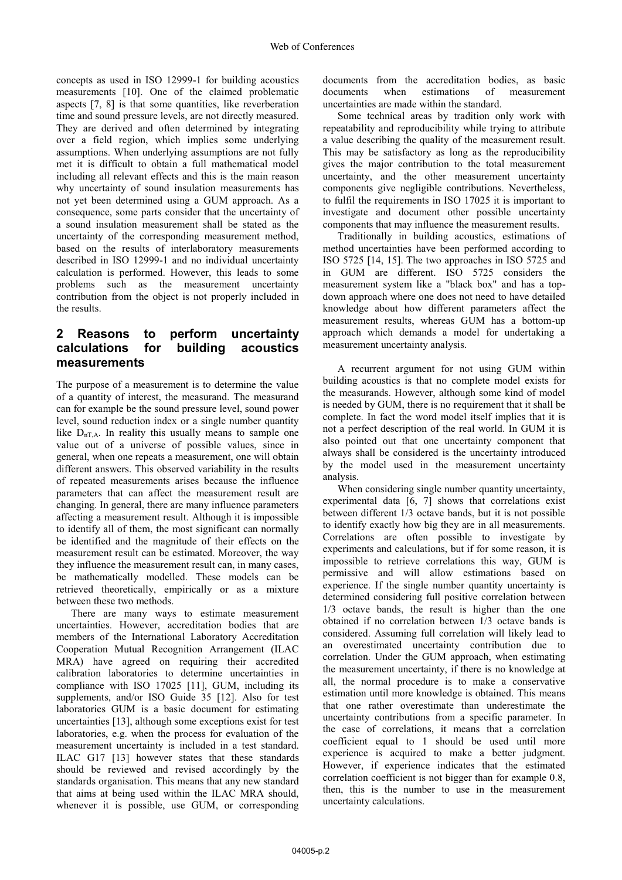concepts as used in ISO 12999-1 for building acoustics measurements [10]. One of the claimed problematic aspects [7, 8] is that some quantities, like reverberation time and sound pressure levels, are not directly measured. They are derived and often determined by integrating over a field region, which implies some underlying assumptions. When underlying assumptions are not fully met it is difficult to obtain a full mathematical model including all relevant effects and this is the main reason why uncertainty of sound insulation measurements has not yet been determined using a GUM approach. As a consequence, some parts consider that the uncertainty of a sound insulation measurement shall be stated as the uncertainty of the corresponding measurement method, based on the results of interlaboratory measurements described in ISO 12999-1 and no individual uncertainty calculation is performed. However, this leads to some problems such as the measurement uncertainty contribution from the object is not properly included in the results.

## 2 Reasons to perform uncertainty calculations for building acoustics measurements

The purpose of a measurement is to determine the value of a quantity of interest, the measurand. The measurand can for example be the sound pressure level, sound power level, sound reduction index or a single number quantity like $D_{nT,A}$. In reality this usually means to sample one value out of a universe of possible values, since in general, when one repeats a measurement, one will obtain different answers. This observed variability in the results of repeated measurements arises because the influence parameters that can affect the measurement result are changing. In general, there are many influence parameters affecting a measurement result. Although it is impossible to identify all of them, the most significant can normally be identified and the magnitude of their effects on the measurement result can be estimated. Moreover, the way they influence the measurement result can, in many cases, be mathematically modelled. These models can be retrieved theoretically, empirically or as a mixture between these two methods.

There are many ways to estimate measurement uncertainties. However, accreditation bodies that are members of the International Laboratory Accreditation Cooperation Mutual Recognition Arrangement (ILAC MRA) have agreed on requiring their accredited calibration laboratories to determine uncertainties in compliance with ISO 17025 [11], GUM, including its supplements, and/or ISO Guide 35 [12]. Also for test laboratories GUM is a basic document for estimating uncertainties [13], although some exceptions exist for test laboratories, e.g. when the process for evaluation of the measurement uncertainty is included in a test standard. ILAC G17 [13] however states that these standards should be reviewed and revised accordingly by the standards organisation. This means that any new standard that aims at being used within the ILAC MRA should, whenever it is possible, use GUM, or corresponding documents from the accreditation bodies, as basic documents when estimations of measurement uncertainties are made within the standard.

Some technical areas by tradition only work with repeatability and reproducibility while trying to attribute a value describing the quality of the measurement result. This may be satisfactory as long as the reproducibility gives the major contribution to the total measurement uncertainty, and the other measurement uncertainty components give negligible contributions. Nevertheless, to fulfil the requirements in ISO 17025 it is important to investigate and document other possible uncertainty components that may influence the measurement results.

Traditionally in building acoustics, estimations of method uncertainties have been performed according to ISO 5725 [14, 15]. The two approaches in ISO 5725 and in GUM are different. ISO 5725 considers the measurement system like a "black box" and has a top-down approach where one does not need to have detailed knowledge about how different parameters affect the measurement results, whereas GUM has a bottom-up approach which demands a model for undertaking a measurement uncertainty analysis.

A recurrent argument for not using GUM within building acoustics is that no complete model exists for the measurands. However, although some kind of model is needed by GUM, there is no requirement that it shall be complete. In fact the word model itself implies that it is not a perfect description of the real world. In GUM it is also pointed out that one uncertainty component that always shall be considered is the uncertainty introduced by the model used in the measurement uncertainty analysis.

When considering single number quantity uncertainty, experimental data [6, 7] shows that correlations exist between different 1/3 octave bands, but it is not possible to identify exactly how big they are in all measurements. Correlations are often possible to investigate by experiments and calculations, but if for some reason, it is impossible to retrieve correlations this way, GUM is permissive and will allow estimations based on experience. If the single number quantity uncertainty is determined considering full positive correlation between 1/3 octave bands, the result is higher than the one obtained if no correlation between 1/3 octave bands is considered. Assuming full correlation will likely lead to an overestimated uncertainty contribution due to correlation. Under the GUM approach, when estimating the measurement uncertainty, if there is no knowledge at all, the normal procedure is to make a conservative estimation until more knowledge is obtained. This means that one rather overestimate than underestimate the uncertainty contributions from a specific parameter. In the case of correlations, it means that a correlation coefficient equal to 1 should be used until more experience is acquired to make a better judgment. However, if experience indicates that the estimated correlation coefficient is not bigger than for example 0.8, then, this is the number to use in the measurement uncertainty calculations.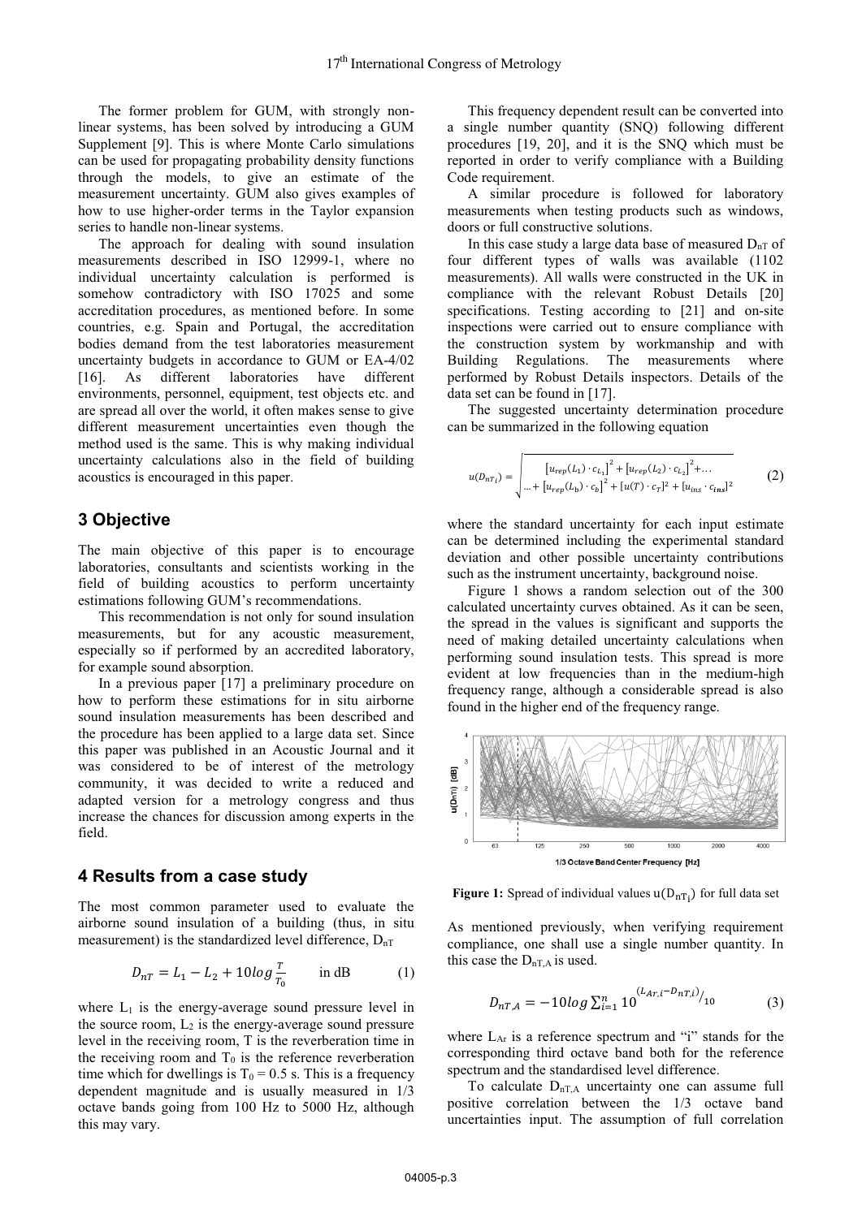The former problem for GUM, with strongly non-linear systems, has been solved by introducing a GUM Supplement [9]. This is where Monte Carlo simulations can be used for propagating probability density functions through the models, to give an estimate of the measurement uncertainty. GUM also gives examples of how to use higher-order terms in the Taylor expansion series to handle non-linear systems.

The approach for dealing with sound insulation measurements described in ISO 12999-1, where no individual uncertainty calculation is performed is somehow contradictory with ISO 17025 and some accreditation procedures, as mentioned before. In some countries, e.g. Spain and Portugal, the accreditation bodies demand from the test laboratories measurement uncertainty budgets in accordance to GUM or EA-4/02 [16]. As different laboratories have different environments, personnel, equipment, test objects etc. and are spread all over the world, it often makes sense to give different measurement uncertainties even though the method used is the same. This is why making individual uncertainty calculations also in the field of building acoustics is encouraged in this paper.

## 3 Objective

The main objective of this paper is to encourage laboratories, consultants and scientists working in the field of building acoustics to perform uncertainty estimations following GUM's recommendations.

This recommendation is not only for sound insulation measurements, but for any acoustic measurement, especially so if performed by an accredited laboratory, for example sound absorption.

In a previous paper [17] a preliminary procedure on how to perform these estimations for in situ airborne sound insulation measurements has been described and the procedure has been applied to a large data set. Since this paper was published in an Acoustic Journal and it was considered to be of interest of the metrology community, it was decided to write a reduced and adapted version for a metrology congress and thus increase the chances for discussion among experts in the field.

## 4 Results from a case study

The most common parameter used to evaluate the airborne sound insulation of a building (thus, in situ measurement) is the standardized level difference, $D_{nT}$

$$D_{nT} = L_1 - L_2 + 10 log \frac{T}{T_0} \qquad \text{in dB} \tag{1}$$

where $L_1$ is the energy-average sound pressure level in the source room, $L_2$ is the energy-average sound pressure level in the receiving room, T is the reverberation time in the receiving room and $T_0$ is the reference reverberation time which for dwellings is $T_0 = 0.5$ s. This is a frequency dependent magnitude and is usually measured in 1/3 octave bands going from 100 Hz to 5000 Hz, although this may vary.

This frequency dependent result can be converted into a single number quantity (SNQ) following different procedures [19, 20], and it is the SNQ which must be reported in order to verify compliance with a Building Code requirement.

A similar procedure is followed for laboratory measurements when testing products such as windows, doors or full constructive solutions.

In this case study a large data base of measured $D_{nT}$ of four different types of walls was available (1102 measurements). All walls were constructed in the UK in compliance with the relevant Robust Details [20] specifications. Testing according to [21] and on-site inspections were carried out to ensure compliance with the construction system by workmanship and with Building Regulations. The measurements where performed by Robust Details inspectors. Details of the data set can be found in [17].

The suggested uncertainty determination procedure can be summarized in the following equation

$$u(D_{nT_i}) = \sqrt{\begin{matrix} \left[u_{rep}(L_1) \cdot c_{L_1}\right]^2 + \left[u_{rep}(L_2) \cdot c_{L_2}\right]^2 + \ldots \\ \ldots + \left[u_{rep}(L_b) \cdot c_b\right]^2 + [u(T) \cdot c_T]^2 + [u_{ins} \cdot c_{ins}]^2 \end{matrix}} \tag{2}$$

where the standard uncertainty for each input estimate can be determined including the experimental standard deviation and other possible uncertainty contributions such as the instrument uncertainty, background noise.

Figure 1 shows a random selection out of the 300 calculated uncertainty curves obtained. As it can be seen, the spread in the values is significant and supports the need of making detailed uncertainty calculations when performing sound insulation tests. This spread is more evident at low frequencies than in the medium-high frequency range, although a considerable spread is also found in the higher end of the frequency range.

**Figure 1:** Spread of individual values $u(D_{nT_i})$ for full data set

As mentioned previously, when verifying requirement compliance, one shall use a single number quantity. In this case the $D_{nT,A}$ is used.

$$D_{nT,A} = -10 log \sum_{i=1}^{n} 10^{(L_{Ar,i} - D_{nT,i})/10} \tag{3}$$

where $L_{Ar}$ is a reference spectrum and "i" stands for the corresponding third octave band both for the reference spectrum and the standardised level difference.

To calculate $D_{nT,A}$ uncertainty one can assume full positive correlation between the 1/3 octave band uncertainties input. The assumption of full correlation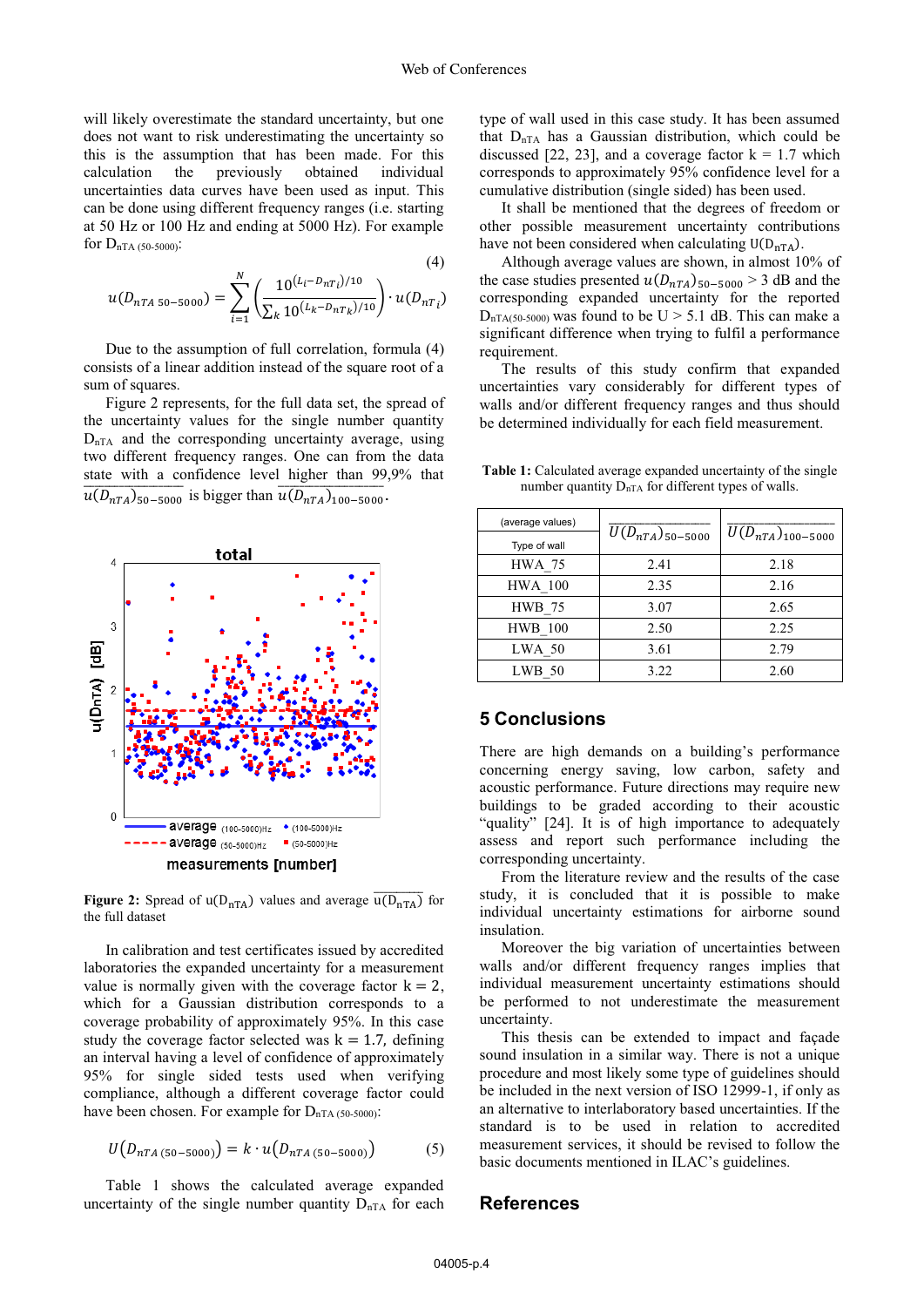will likely overestimate the standard uncertainty, but one does not want to risk underestimating the uncertainty so this is the assumption that has been made. For this calculation the previously obtained individual uncertainties data curves have been used as input. This can be done using different frequency ranges (i.e. starting at 50 Hz or 100 Hz and ending at 5000 Hz). For example for $D_{nTA\,(50\text{-}5000)}$:

$$u(D_{nTA\;50-5000}) = \sum_{i=1}^{N}\left(\frac{10^{(L_i - D_{nT\,i})/10}}{\sum_k 10^{(L_k - D_{nT\,k})/10}}\right)\cdot u(D_{nT\,i}) \tag{4}$$

Due to the assumption of full correlation, formula (4) consists of a linear addition instead of the square root of a sum of squares.

Figure 2 represents, for the full data set, the spread of the uncertainty values for the single number quantity $D_{nTA}$ and the corresponding uncertainty average, using two different frequency ranges. One can from the data state with a confidence level higher than 99,9% that $\overline{u(D_{nTA})_{50-5000}}$ is bigger than $\overline{u(D_{nTA})_{100-5000}}$.

**Figure 2:** Spread of $u(D_{nTA})$ values and average $\overline{u(D_{nTA})}$ for the full dataset

In calibration and test certificates issued by accredited laboratories the expanded uncertainty for a measurement value is normally given with the coverage factor $k = 2$, which for a Gaussian distribution corresponds to a coverage probability of approximately 95%. In this case study the coverage factor selected was $k = 1.7$, defining an interval having a level of confidence of approximately 95% for single sided tests used when verifying compliance, although a different coverage factor could have been chosen. For example for $D_{nTA\,(50\text{-}5000)}$:

$$U\left(D_{nTA\,(50-5000)}\right) = k \cdot u\left(D_{nTA\,(50-5000)}\right) \tag{5}$$

Table 1 shows the calculated average expanded uncertainty of the single number quantity $D_{nTA}$ for each type of wall used in this case study. It has been assumed that $D_{nTA}$ has a Gaussian distribution, which could be discussed [22, 23], and a coverage factor $k = 1.7$ which corresponds to approximately 95% confidence level for a cumulative distribution (single sided) has been used.

It shall be mentioned that the degrees of freedom or other possible measurement uncertainty contributions have not been considered when calculating $U(D_{nTA})$.

Although average values are shown, in almost 10% of the case studies presented $u(D_{nTA})_{50-5000} > 3$ dB and the corresponding expanded uncertainty for the reported $D_{nTA(50\text{-}5000)}$ was found to be $U > 5.1$ dB. This can make a significant difference when trying to fulfil a performance requirement.

The results of this study confirm that expanded uncertainties vary considerably for different types of walls and/or different frequency ranges and thus should be determined individually for each field measurement.

**Table 1:** Calculated average expanded uncertainty of the single number quantity $D_{nTA}$ for different types of walls.

| (average values) Type of wall | $\overline{U(D_{nTA})_{50-5000}}$ | $\overline{U(D_{nTA})_{100-5000}}$ |
|---|---|---|
| HWA_75 | 2.41 | 2.18 |
| HWA_100 | 2.35 | 2.16 |
| HWB_75 | 3.07 | 2.65 |
| HWB_100 | 2.50 | 2.25 |
| LWA_50 | 3.61 | 2.79 |
| LWB_50 | 3.22 | 2.60 |

## 5 Conclusions

There are high demands on a building's performance concerning energy saving, low carbon, safety and acoustic performance. Future directions may require new buildings to be graded according to their acoustic "quality" [24]. It is of high importance to adequately assess and report such performance including the corresponding uncertainty.

From the literature review and the results of the case study, it is concluded that it is possible to make individual uncertainty estimations for airborne sound insulation.

Moreover the big variation of uncertainties between walls and/or different frequency ranges implies that individual measurement uncertainty estimations should be performed to not underestimate the measurement uncertainty.

This thesis can be extended to impact and façade sound insulation in a similar way. There is not a unique procedure and most likely some type of guidelines should be included in the next version of ISO 12999-1, if only as an alternative to interlaboratory based uncertainties. If the standard is to be used in relation to accredited measurement services, it should be revised to follow the basic documents mentioned in ILAC's guidelines.

## References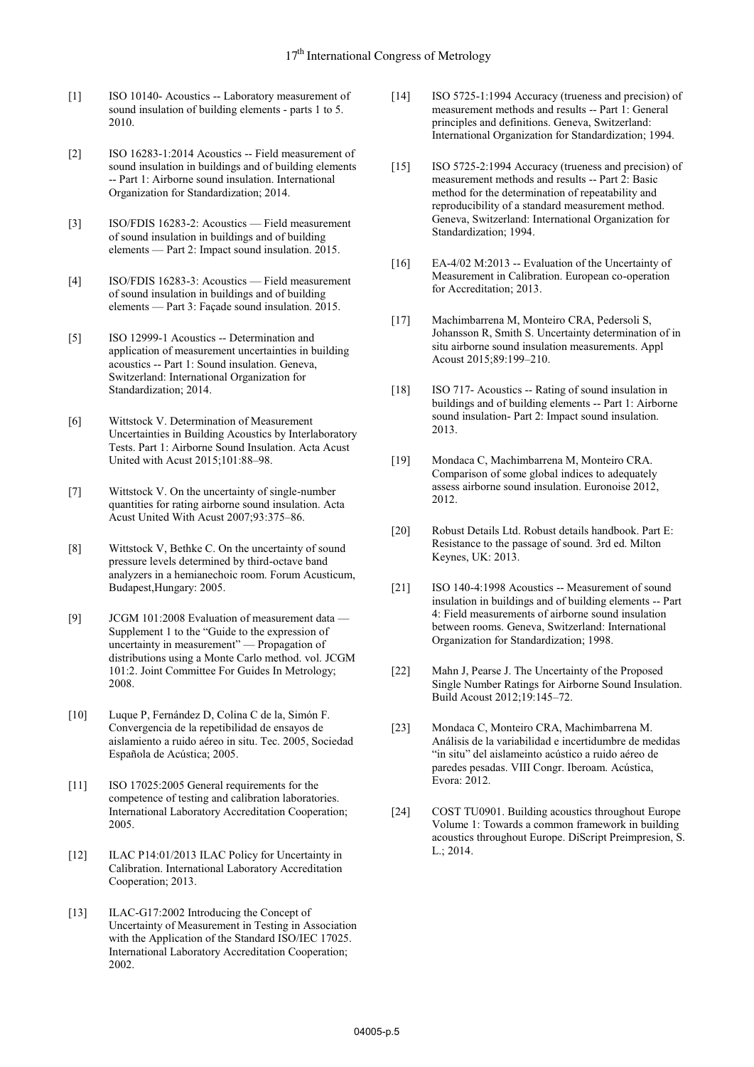[1] ISO 10140- Acoustics -- Laboratory measurement of sound insulation of building elements - parts 1 to 5. 2010.

[2] ISO 16283-1:2014 Acoustics -- Field measurement of sound insulation in buildings and of building elements -- Part 1: Airborne sound insulation. International Organization for Standardization; 2014.

[3] ISO/FDIS 16283-2: Acoustics — Field measurement of sound insulation in buildings and of building elements — Part 2: Impact sound insulation. 2015.

[4] ISO/FDIS 16283-3: Acoustics — Field measurement of sound insulation in buildings and of building elements — Part 3: Façade sound insulation. 2015.

[5] ISO 12999-1 Acoustics -- Determination and application of measurement uncertainties in building acoustics -- Part 1: Sound insulation. Geneva, Switzerland: International Organization for Standardization; 2014.

[6] Wittstock V. Determination of Measurement Uncertainties in Building Acoustics by Interlaboratory Tests. Part 1: Airborne Sound Insulation. Acta Acust United with Acust 2015;101:88–98.

[7] Wittstock V. On the uncertainty of single-number quantities for rating airborne sound insulation. Acta Acust United With Acust 2007;93:375–86.

[8] Wittstock V, Bethke C. On the uncertainty of sound pressure levels determined by third-octave band analyzers in a hemianechoic room. Forum Acusticum, Budapest,Hungary: 2005.

[9] JCGM 101:2008 Evaluation of measurement data — Supplement 1 to the "Guide to the expression of uncertainty in measurement" — Propagation of distributions using a Monte Carlo method. vol. JCGM 101:2. Joint Committee For Guides In Metrology; 2008.

[10] Luque P, Fernández D, Colina C de la, Simón F. Convergencia de la repetibilidad de ensayos de aislamiento a ruido aéreo in situ. Tec. 2005, Sociedad Española de Acústica; 2005.

[11] ISO 17025:2005 General requirements for the competence of testing and calibration laboratories. International Laboratory Accreditation Cooperation; 2005.

[12] ILAC P14:01/2013 ILAC Policy for Uncertainty in Calibration. International Laboratory Accreditation Cooperation; 2013.

[13] ILAC-G17:2002 Introducing the Concept of Uncertainty of Measurement in Testing in Association with the Application of the Standard ISO/IEC 17025. International Laboratory Accreditation Cooperation; 2002.

[14] ISO 5725-1:1994 Accuracy (trueness and precision) of measurement methods and results -- Part 1: General principles and definitions. Geneva, Switzerland: International Organization for Standardization; 1994.

[15] ISO 5725-2:1994 Accuracy (trueness and precision) of measurement methods and results -- Part 2: Basic method for the determination of repeatability and reproducibility of a standard measurement method. Geneva, Switzerland: International Organization for Standardization; 1994.

[16] EA-4/02 M:2013 -- Evaluation of the Uncertainty of Measurement in Calibration. European co-operation for Accreditation; 2013.

[17] Machimbarrena M, Monteiro CRA, Pedersoli S, Johansson R, Smith S. Uncertainty determination of in situ airborne sound insulation measurements. Appl Acoust 2015;89:199–210.

[18] ISO 717- Acoustics -- Rating of sound insulation in buildings and of building elements -- Part 1: Airborne sound insulation- Part 2: Impact sound insulation. 2013.

[19] Mondaca C, Machimbarrena M, Monteiro CRA. Comparison of some global indices to adequately assess airborne sound insulation. Euronoise 2012, 2012.

[20] Robust Details Ltd. Robust details handbook. Part E: Resistance to the passage of sound. 3rd ed. Milton Keynes, UK: 2013.

[21] ISO 140-4:1998 Acoustics -- Measurement of sound insulation in buildings and of building elements -- Part 4: Field measurements of airborne sound insulation between rooms. Geneva, Switzerland: International Organization for Standardization; 1998.

[22] Mahn J, Pearse J. The Uncertainty of the Proposed Single Number Ratings for Airborne Sound Insulation. Build Acoust 2012;19:145–72.

[23] Mondaca C, Monteiro CRA, Machimbarrena M. Análisis de la variabilidad e incertidumbre de medidas "in situ" del aislameinto acústico a ruido aéreo de paredes pesadas. VIII Congr. Iberoam. Acústica, Evora: 2012.

[24] COST TU0901. Building acoustics throughout Europe Volume 1: Towards a common framework in building acoustics throughout Europe. DiScript Preimpresion, S. L.; 2014.